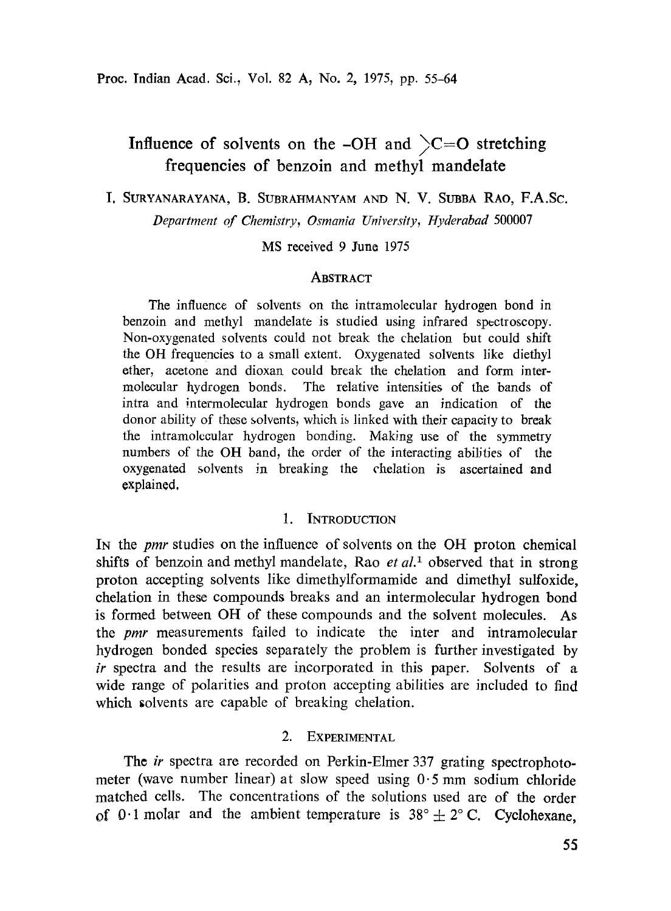# Influence of solvents on the -OH and $\rangle$C=O stretching frequencies of benzoin and methyl mandelate

I. SURYANARAYANA, B. SUBRAHMANYAM AND N. V. SUBBA RAO, F.A.SC.

*Department of Chemistry, Osmania University, Hyderabad 500007*

MS received 9 June 1975

## ABSTRACT

The influence of solvents on the intramolecular hydrogen bond in benzoin and methyl mandelate is studied using infrared spectroscopy. Non-oxygenated solvents could not break the chelation but could shift the OH frequencies to a small extent. Oxygenated solvents like diethyl ether, acetone and dioxan could break the chelation and form intermolecular hydrogen bonds. The relative intensities of the bands of intra and intermolecular hydrogen bonds gave an indication of the donor ability of these solvents, which is linked with their capacity to break the intramolecular hydrogen bonding. Making use of the symmetry numbers of the OH band, the order of the interacting abilities of the oxygenated solvents in breaking the chelation is ascertained and explained.

## 1. INTRODUCTION

IN the *pmr* studies on the influence of solvents on the OH proton chemical shifts of benzoin and methyl mandelate, Rao *et al.*[1] observed that in strong proton accepting solvents like dimethylformamide and dimethyl sulfoxide, chelation in these compounds breaks and an intermolecular hydrogen bond is formed between OH of these compounds and the solvent molecules. As the *pmr* measurements failed to indicate the inter and intramolecular hydrogen bonded species separately the problem is further investigated by *ir* spectra and the results are incorporated in this paper. Solvents of a wide range of polarities and proton accepting abilities are included to find which solvents are capable of breaking chelation.

## 2. EXPERIMENTAL

The *ir* spectra are recorded on Perkin-Elmer 337 grating spectrophotometer (wave number linear) at slow speed using 0·5 mm sodium chloride matched cells. The concentrations of the solutions used are of the order of 0·1 molar and the ambient temperature is $38° \pm 2°$ C. Cyclohexane,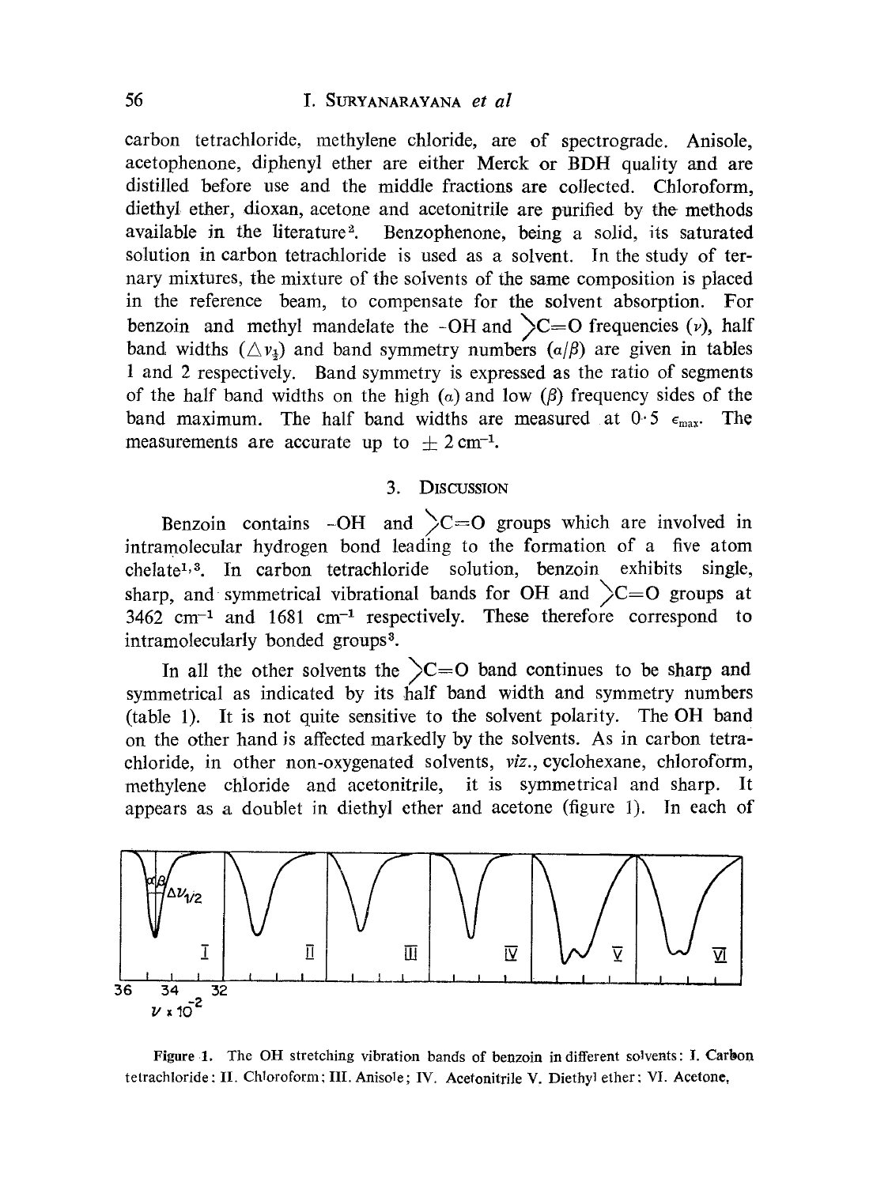carbon tetrachloride, methylene chloride, are of spectrograde. Anisole, acetophenone, diphenyl ether are either Merck or BDH quality and are distilled before use and the middle fractions are collected. Chloroform, diethyl ether, dioxan, acetone and acetonitrile are purified by the methods available in the literature[2]. Benzophenone, being a solid, its saturated solution in carbon tetrachloride is used as a solvent. In the study of ternary mixtures, the mixture of the solvents of the same composition is placed in the reference beam, to compensate for the solvent absorption. For benzoin and methyl mandelate the -OH and >C=O frequencies ($\nu$), half band widths ($\triangle\nu_{\frac{1}{2}}$) and band symmetry numbers ($a/\beta$) are given in tables 1 and 2 respectively. Band symmetry is expressed as the ratio of segments of the half band widths on the high ($a$) and low ($\beta$) frequency sides of the band maximum. The half band widths are measured at $0 \cdot 5$ $\epsilon_{max}$. The measurements are accurate up to $\pm 2\,cm^{-1}$.

## 3. Discussion

Benzoin contains -OH and >C=O groups which are involved in intramolecular hydrogen bond leading to the formation of a five atom chelate[1,3]. In carbon tetrachloride solution, benzoin exhibits single, sharp, and symmetrical vibrational bands for OH and >C=O groups at 3462 $cm^{-1}$ and 1681 $cm^{-1}$ respectively. These therefore correspond to intramolecularly bonded groups[3].

In all the other solvents the >C=O band continues to be sharp and symmetrical as indicated by its half band width and symmetry numbers (table 1). It is not quite sensitive to the solvent polarity. The OH band on the other hand is affected markedly by the solvents. As in carbon tetrachloride, in other non-oxygenated solvents, *viz.*, cyclohexane, chloroform, methylene chloride and acetonitrile, it is symmetrical and sharp. It appears as a doublet in diethyl ether and acetone (figure 1). In each of

**Figure 1.** The OH stretching vibration bands of benzoin in different solvents: I. Carbon tetrachloride; II. Chloroform; III. Anisole; IV. Acetonitrile V. Diethyl ether; VI. Acetone,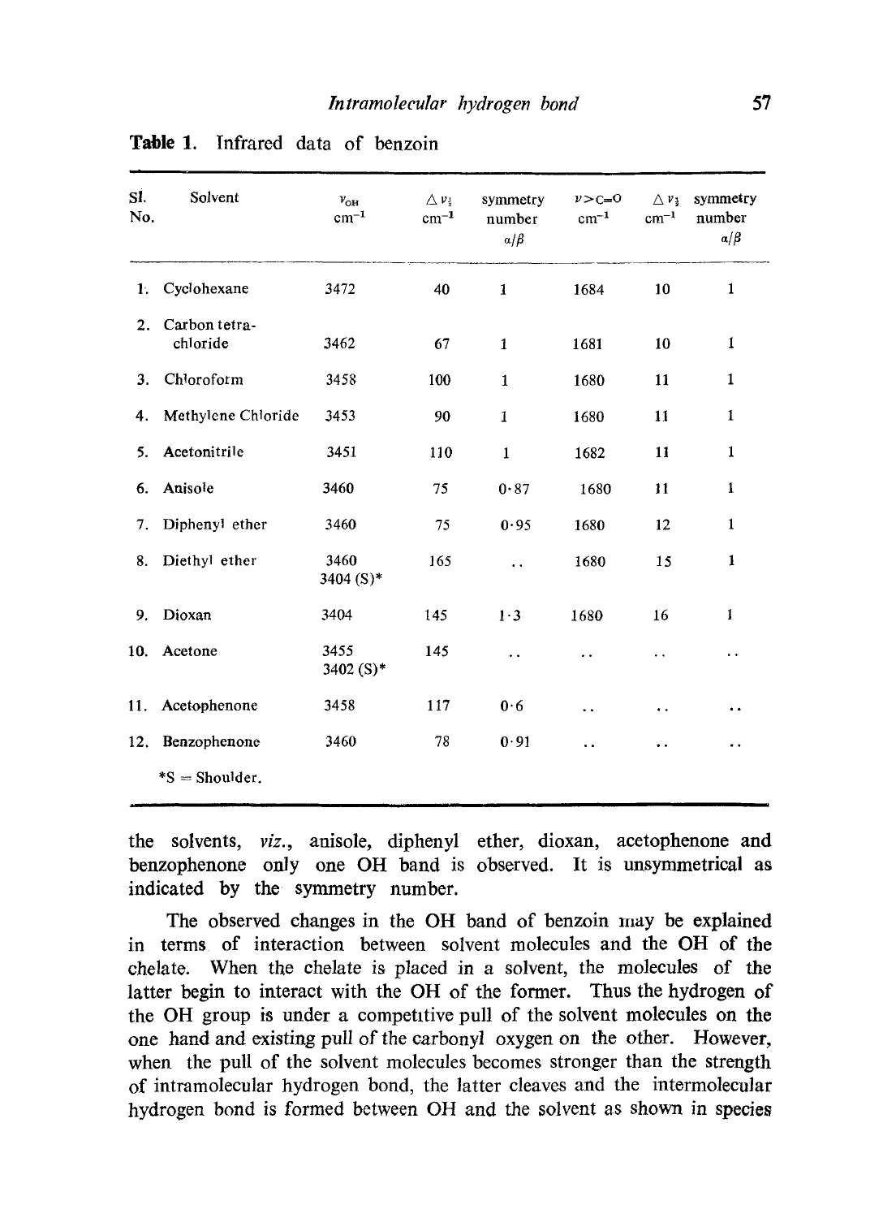**Table 1.** Infrared data of benzoin

| Sl. No. | Solvent | $\nu_{OH}$ cm$^{-1}$ | $\Delta\nu_{\frac{1}{2}}$ cm$^{-1}$ | symmetry number $\alpha/\beta$ | $\nu_{>C=O}$ cm$^{-1}$ | $\Delta\nu_{\frac{1}{2}}$ cm$^{-1}$ | symmetry number $\alpha/\beta$ |
|---|---|---|---|---|---|---|---|
| 1. | Cyclohexane | 3472 | 40 | 1 | 1684 | 10 | 1 |
| 2. | Carbon tetra-chloride | 3462 | 67 | 1 | 1681 | 10 | 1 |
| 3. | Chloroform | 3458 | 100 | 1 | 1680 | 11 | 1 |
| 4. | Methylene Chloride | 3453 | 90 | 1 | 1680 | 11 | 1 |
| 5. | Acetonitrile | 3451 | 110 | 1 | 1682 | 11 | 1 |
| 6. | Anisole | 3460 | 75 | 0·87 | 1680 | 11 | 1 |
| 7. | Diphenyl ether | 3460 | 75 | 0·95 | 1680 | 12 | 1 |
| 8. | Diethyl ether | 3460 3404 (S)* | 165 | .. | 1680 | 15 | 1 |
| 9. | Dioxan | 3404 | 145 | 1·3 | 1680 | 16 | 1 |
| 10. | Acetone | 3455 3402 (S)* | 145 | .. | .. | .. | .. |
| 11. | Acetophenone | 3458 | 117 | 0·6 | .. | .. | .. |
| 12. | Benzophenone | 3460 | 78 | 0·91 | .. | .. | .. |

*S = Shoulder.

the solvents, *viz.*, anisole, diphenyl ether, dioxan, acetophenone and benzophenone only one OH band is observed. It is unsymmetrical as indicated by the symmetry number.

The observed changes in the OH band of benzoin may be explained in terms of interaction between solvent molecules and the OH of the chelate. When the chelate is placed in a solvent, the molecules of the latter begin to interact with the OH of the former. Thus the hydrogen of the OH group is under a competitive pull of the solvent molecules on the one hand and existing pull of the carbonyl oxygen on the other. However, when the pull of the solvent molecules becomes stronger than the strength of intramolecular hydrogen bond, the latter cleaves and the intermolecular hydrogen bond is formed between OH and the solvent as shown in species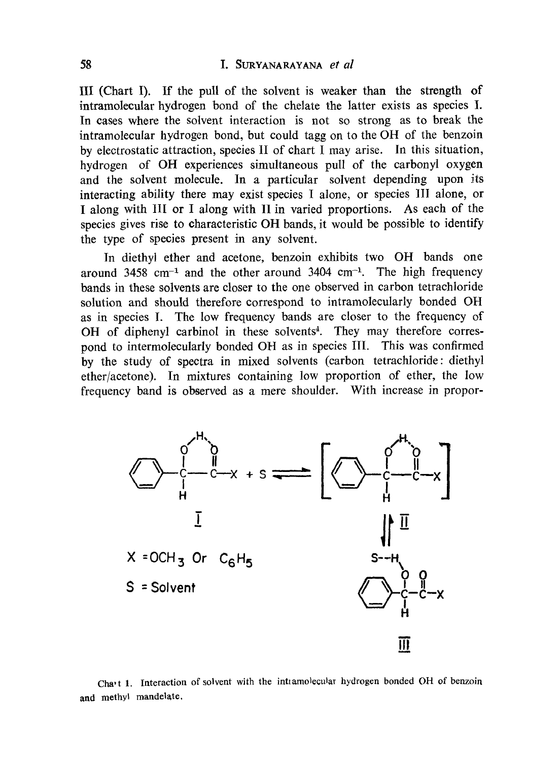III (Chart I). If the pull of the solvent is weaker than the strength of intramolecular hydrogen bond of the chelate the latter exists as species I. In cases where the solvent interaction is not so strong as to break the intramolecular hydrogen bond, but could tagg on to the OH of the benzoin by electrostatic attraction, species II of chart I may arise. In this situation, hydrogen of OH experiences simultaneous pull of the carbonyl oxygen and the solvent molecule. In a particular solvent depending upon its interacting ability there may exist species I alone, or species III alone, or I along with III or I along with II in varied proportions. As each of the species gives rise to characteristic OH bands, it would be possible to identify the type of species present in any solvent.

In diethyl ether and acetone, benzoin exhibits two OH bands one around 3458 $cm^{-1}$ and the other around 3404 $cm^{-1}$. The high frequency bands in these solvents are closer to the one observed in carbon tetrachloride solution and should therefore correspond to intramolecularly bonded OH as in species I. The low frequency bands are closer to the frequency of OH of diphenyl carbinol in these solvents[4]. They may therefore correspond to intermolecularly bonded OH as in species III. This was confirmed by the study of spectra in mixed solvents (carbon tetrachloride: diethyl ether/acetone). In mixtures containing low proportion of ether, the low frequency band is observed as a mere shoulder. With increase in propor-

X = $OCH_3$ Or $C_6H_5$

S = Solvent

Chart 1. Interaction of solvent with the intramolecular hydrogen bonded OH of benzoin and methyl mandelate.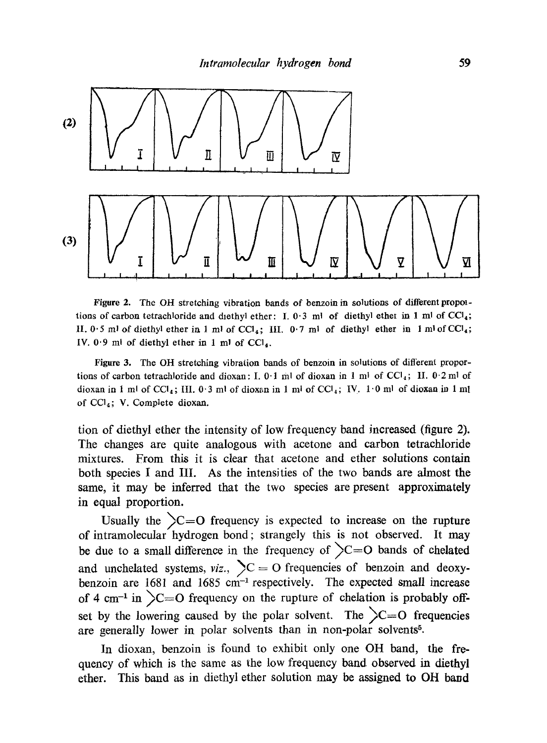(2)

(3)

**Figure 2.** The OH stretching vibration bands of benzoin in solutions of different proportions of carbon tetrachloride and diethyl ether: I. 0·3 ml of diethyl ether in 1 ml of $CCl_4$; II. 0·5 ml of diethyl ether in 1 ml of $CCl_4$; III. 0·7 ml of diethyl ether in 1 ml of $CCl_4$; IV. 0·9 ml of diethyl ether in 1 ml of $CCl_4$.

**Figure 3.** The OH stretching vibration bands of benzoin in solutions of different proportions of carbon tetrachloride and dioxan: I. 0·1 ml of dioxan in 1 ml of $CCl_4$; II. 0·2 ml of dioxan in 1 ml of $CCl_4$; III. 0·3 ml of dioxan in 1 ml of $CCl_4$; IV. 1·0 ml of dioxan in 1 ml of $CCl_4$; V. Complete dioxan.

tion of diethyl ether the intensity of low frequency band increased (figure 2). The changes are quite analogous with acetone and carbon tetrachloride mixtures. From this it is clear that acetone and ether solutions contain both species I and III. As the intensities of the two bands are almost the same, it may be inferred that the two species are present approximately in equal proportion.

Usually the $>C=O$ frequency is expected to increase on the rupture of intramolecular hydrogen bond; strangely this is not observed. It may be due to a small difference in the frequency of $>C=O$ bands of chelated and unchelated systems, *viz.*, $>C=O$ frequencies of benzoin and deoxybenzoin are 1681 and 1685 $cm^{-1}$ respectively. The expected small increase of 4 $cm^{-1}$ in $>C=O$ frequency on the rupture of chelation is probably offset by the lowering caused by the polar solvent. The $>C=O$ frequencies are generally lower in polar solvents than in non-polar solvents[5].

In dioxan, benzoin is found to exhibit only one OH band, the frequency of which is the same as the low frequency band observed in diethyl ether. This band as in diethyl ether solution may be assigned to OH band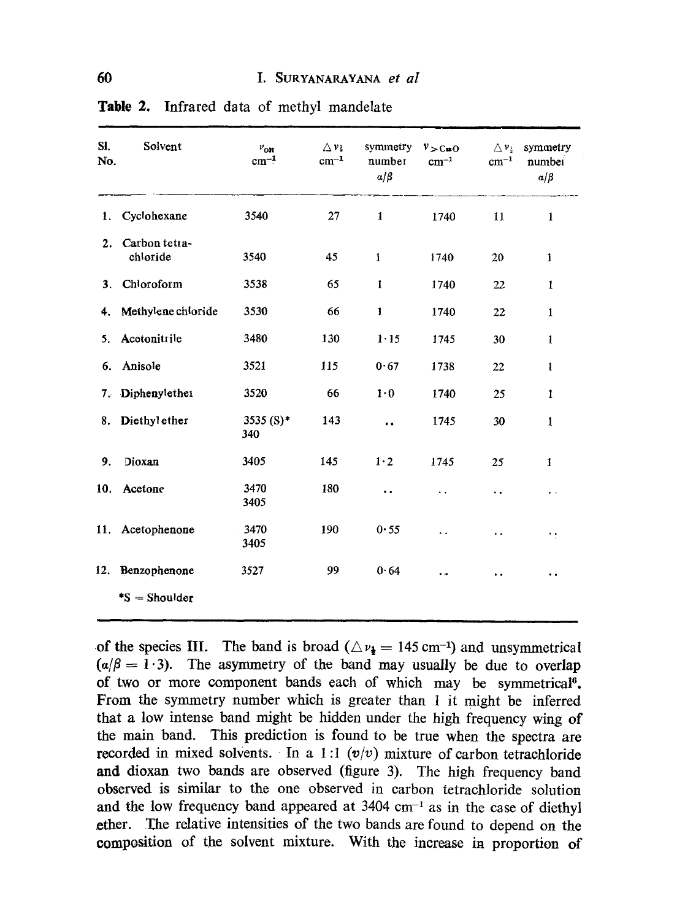**Table 2.** Infrared data of methyl mandelate

| Sl. No. | Solvent | $\nu_{OH}$ $cm^{-1}$ | $\Delta\nu_{\frac{1}{2}}$ $cm^{-1}$ | symmetry number $\alpha/\beta$ | $\nu_{>C=O}$ $cm^{-1}$ | $\Delta\nu_{\frac{1}{2}}$ $cm^{-1}$ | symmetry number $\alpha/\beta$ |
|---|---|---|---|---|---|---|---|
| 1. | Cyclohexane | 3540 | 27 | 1 | 1740 | 11 | 1 |
| 2. | Carbon tetrachloride | 3540 | 45 | 1 | 1740 | 20 | 1 |
| 3. | Chloroform | 3538 | 65 | 1 | 1740 | 22 | 1 |
| 4. | Methylene chloride | 3530 | 66 | 1 | 1740 | 22 | 1 |
| 5. | Acetonitrile | 3480 | 130 | 1·15 | 1745 | 30 | 1 |
| 6. | Anisole | 3521 | 115 | 0·67 | 1738 | 22 | 1 |
| 7. | Diphenylether | 3520 | 66 | 1·0 | 1740 | 25 | 1 |
| 8. | Diethyl ether | 3535 (S)* 340 | 143 | .. | 1745 | 30 | 1 |
| 9. | Dioxan | 3405 | 145 | 1·2 | 1745 | 25 | 1 |
| 10. | Acetone | 3470 3405 | 180 | .. | .. | .. | .. |
| 11. | Acetophenone | 3470 3405 | 190 | 0·55 | .. | .. | .. |
| 12. | Benzophenone | 3527 | 99 | 0·64 | .. | .. | .. |

*S = Shoulder

of the species III. The band is broad ($\Delta\nu_{\frac{1}{2}} = 145\ cm^{-1}$) and unsymmetrical ($\alpha/\beta = 1 \cdot 3$). The asymmetry of the band may usually be due to overlap of two or more component bands each of which may be symmetrical[6]. From the symmetry number which is greater than 1 it might be inferred that a low intense band might be hidden under the high frequency wing of the main band. This prediction is found to be true when the spectra are recorded in mixed solvents. In a 1:1 ($v/v$) mixture of carbon tetrachloride and dioxan two bands are observed (figure 3). The high frequency band observed is similar to the one observed in carbon tetrachloride solution and the low frequency band appeared at 3404 $cm^{-1}$ as in the case of diethyl ether. The relative intensities of the two bands are found to depend on the composition of the solvent mixture. With the increase in proportion of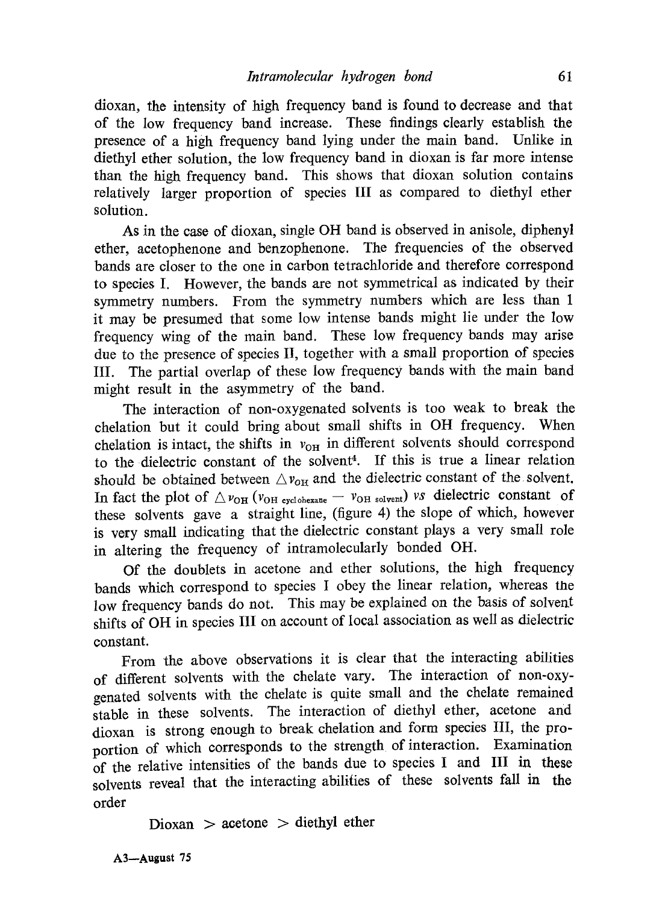dioxan, the intensity of high frequency band is found to decrease and that of the low frequency band increase. These findings clearly establish the presence of a high frequency band lying under the main band. Unlike in diethyl ether solution, the low frequency band in dioxan is far more intense than the high frequency band. This shows that dioxan solution contains relatively larger proportion of species III as compared to diethyl ether solution.

As in the case of dioxan, single OH band is observed in anisole, diphenyl ether, acetophenone and benzophenone. The frequencies of the observed bands are closer to the one in carbon tetrachloride and therefore correspond to species I. However, the bands are not symmetrical as indicated by their symmetry numbers. From the symmetry numbers which are less than 1 it may be presumed that some low intense bands might lie under the low frequency wing of the main band. These low frequency bands may arise due to the presence of species II, together with a small proportion of species III. The partial overlap of these low frequency bands with the main band might result in the asymmetry of the band.

The interaction of non-oxygenated solvents is too weak to break the chelation but it could bring about small shifts in OH frequency. When chelation is intact, the shifts in $\nu_{OH}$ in different solvents should correspond to the dielectric constant of the solvent[4]. If this is true a linear relation should be obtained between $\Delta\nu_{OH}$ and the dielectric constant of the solvent. In fact the plot of $\Delta\nu_{OH}$ ($\nu_{OH\ cyclohexane} - \nu_{OH\ solvent}$) *vs* dielectric constant of these solvents gave a straight line, (figure 4) the slope of which, however is very small indicating that the dielectric constant plays a very small role in altering the frequency of intramolecularly bonded OH.

Of the doublets in acetone and ether solutions, the high frequency bands which correspond to species I obey the linear relation, whereas the low frequency bands do not. This may be explained on the basis of solvent shifts of OH in species III on account of local association as well as dielectric constant.

From the above observations it is clear that the interacting abilities of different solvents with the chelate vary. The interaction of non-oxygenated solvents with the chelate is quite small and the chelate remained stable in these solvents. The interaction of diethyl ether, acetone and dioxan is strong enough to break chelation and form species III, the proportion of which corresponds to the strength of interaction. Examination of the relative intensities of the bands due to species I and III in these solvents reveal that the interacting abilities of these solvents fall in the order

Dioxan > acetone > diethyl ether

A3—August 75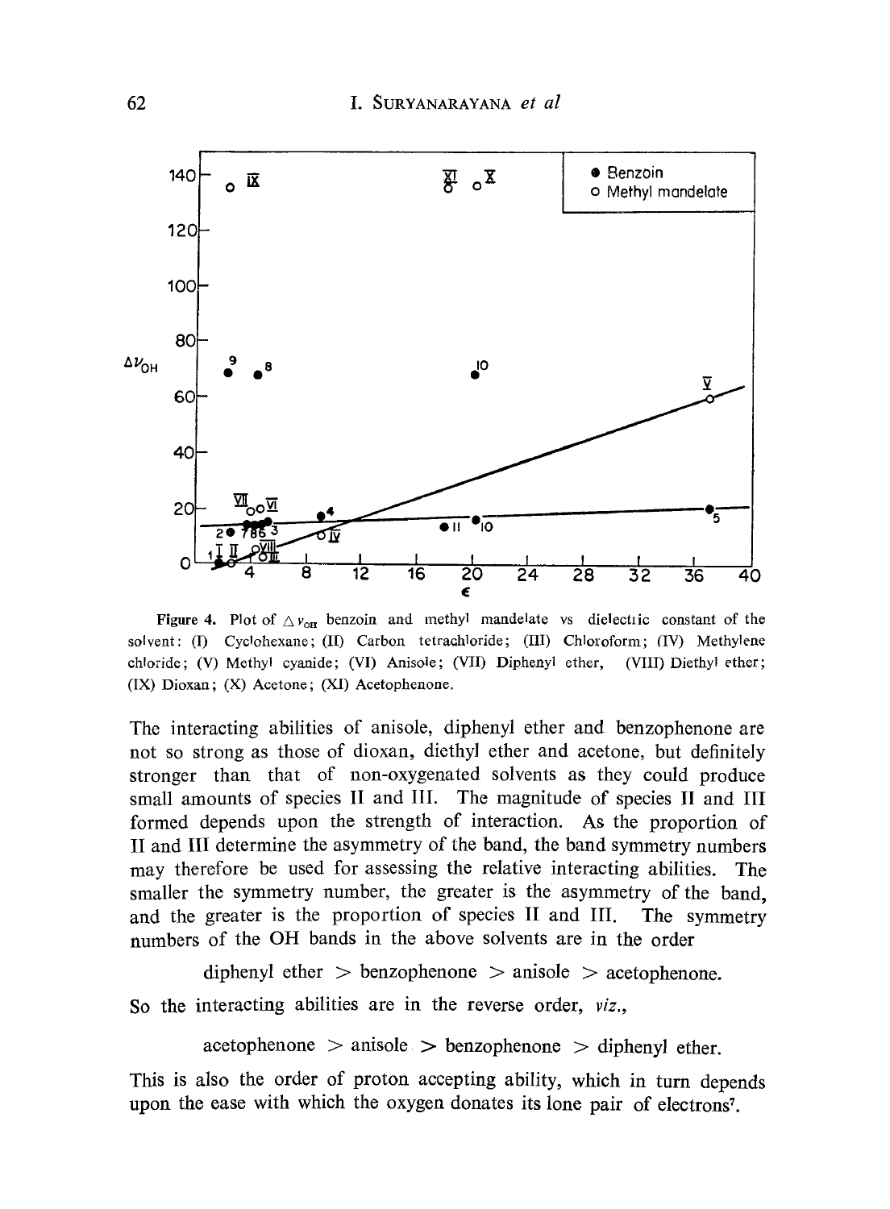**Figure 4.** Plot of $\Delta \nu_{OH}$ benzoin and methyl mandelate vs dielectric constant of the solvent: (I) Cyclohexane; (II) Carbon tetrachloride; (III) Chloroform; (IV) Methylene chloride; (V) Methyl cyanide; (VI) Anisole; (VII) Diphenyl ether, (VIII) Diethyl ether; (IX) Dioxan; (X) Acetone; (XI) Acetophenone.

The interacting abilities of anisole, diphenyl ether and benzophenone are not so strong as those of dioxan, diethyl ether and acetone, but definitely stronger than that of non-oxygenated solvents as they could produce small amounts of species II and III. The magnitude of species II and III formed depends upon the strength of interaction. As the proportion of II and III determine the asymmetry of the band, the band symmetry numbers may therefore be used for assessing the relative interacting abilities. The smaller the symmetry number, the greater is the asymmetry of the band, and the greater is the proportion of species II and III. The symmetry numbers of the OH bands in the above solvents are in the order

diphenyl ether > benzophenone > anisole > acetophenone.

So the interacting abilities are in the reverse order, *viz.*,

acetophenone > anisole > benzophenone > diphenyl ether.

This is also the order of proton accepting ability, which in turn depends upon the ease with which the oxygen donates its lone pair of electrons[7].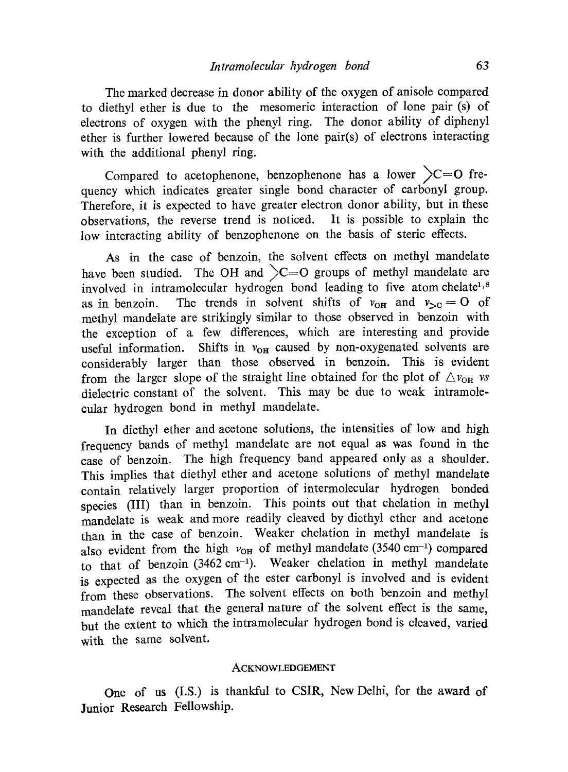The marked decrease in donor ability of the oxygen of anisole compared to diethyl ether is due to the mesomeric interaction of lone pair (s) of electrons of oxygen with the phenyl ring. The donor ability of diphenyl ether is further lowered because of the lone pair(s) of electrons interacting with the additional phenyl ring.

Compared to acetophenone, benzophenone has a lower $>C=O$ frequency which indicates greater single bond character of carbonyl group. Therefore, it is expected to have greater electron donor ability, but in these observations, the reverse trend is noticed. It is possible to explain the low interacting ability of benzophenone on the basis of steric effects.

As in the case of benzoin, the solvent effects on methyl mandelate have been studied. The OH and $>C=O$ groups of methyl mandelate are involved in intramolecular hydrogen bond leading to five atom chelate[1,8] as in benzoin. The trends in solvent shifts of $\nu_{OH}$ and $\nu_{>C=O}$ of methyl mandelate are strikingly similar to those observed in benzoin with the exception of a few differences, which are interesting and provide useful information. Shifts in $\nu_{OH}$ caused by non-oxygenated solvents are considerably larger than those observed in benzoin. This is evident from the larger slope of the straight line obtained for the plot of $\triangle\nu_{OH}$ *vs* dielectric constant of the solvent. This may be due to weak intramolecular hydrogen bond in methyl mandelate.

In diethyl ether and acetone solutions, the intensities of low and high frequency bands of methyl mandelate are not equal as was found in the case of benzoin. The high frequency band appeared only as a shoulder. This implies that diethyl ether and acetone solutions of methyl mandelate contain relatively larger proportion of intermolecular hydrogen bonded species (III) than in benzoin. This points out that chelation in methyl mandelate is weak and more readily cleaved by diethyl ether and acetone than in the case of benzoin. Weaker chelation in methyl mandelate is also evident from the high $\nu_{OH}$ of methyl mandelate (3540 $cm^{-1}$) compared to that of benzoin (3462 $cm^{-1}$). Weaker chelation in methyl mandelate is expected as the oxygen of the ester carbonyl is involved and is evident from these observations. The solvent effects on both benzoin and methyl mandelate reveal that the general nature of the solvent effect is the same, but the extent to which the intramolecular hydrogen bond is cleaved, varied with the same solvent.

## Acknowledgement

One of us (I.S.) is thankful to CSIR, New Delhi, for the award of Junior Research Fellowship.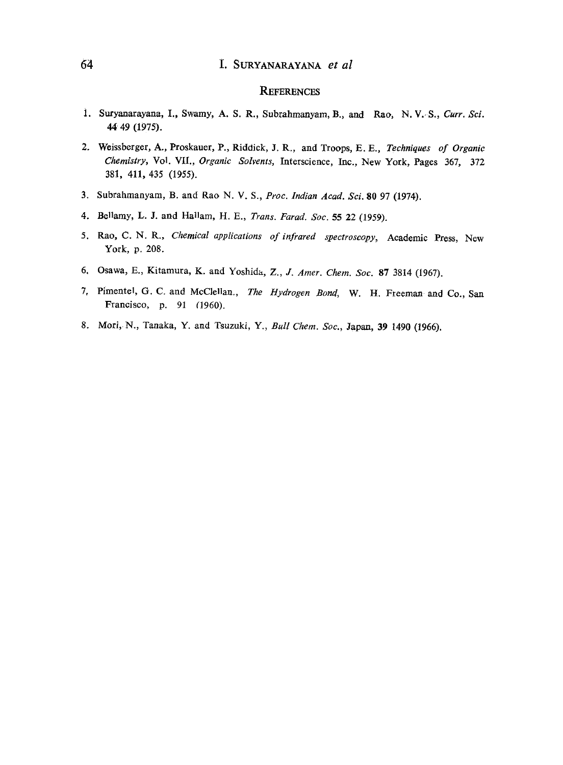## REFERENCES

1. Suryanarayana, I., Swamy, A. S. R., Subrahmanyam, B., and Rao, N. V. S., *Curr. Sci.* **44** 49 (1975).
2. Weissberger, A., Proskauer, P., Riddick, J. R., and Troops, E. E., *Techniques of Organic Chemistry*, Vol. VII., *Organic Solvents*, Interscience, Inc., New York, Pages 367, 372 381, 411, 435 (1955).
3. Subrahmanyam, B. and Rao N. V. S., *Proc. Indian Acad. Sci.* **80** 97 (1974).
4. Bellamy, L. J. and Hallam, H. E., *Trans. Farad. Soc.* **55** 22 (1959).
5. Rao, C. N. R., *Chemical applications of infrared spectroscopy*, Academic Press, New York, p. 208.
6. Osawa, E., Kitamura, K. and Yoshida, Z., *J. Amer. Chem. Soc.* **87** 3814 (1967).
7. Pimentel, G. C. and McClellan., *The Hydrogen Bond*, W. H. Freeman and Co., San Francisco, p. 91 (1960).
8. Mori, N., Tanaka, Y. and Tsuzuki, Y., *Bull Chem. Soc.*, Japan, **39** 1490 (1966).